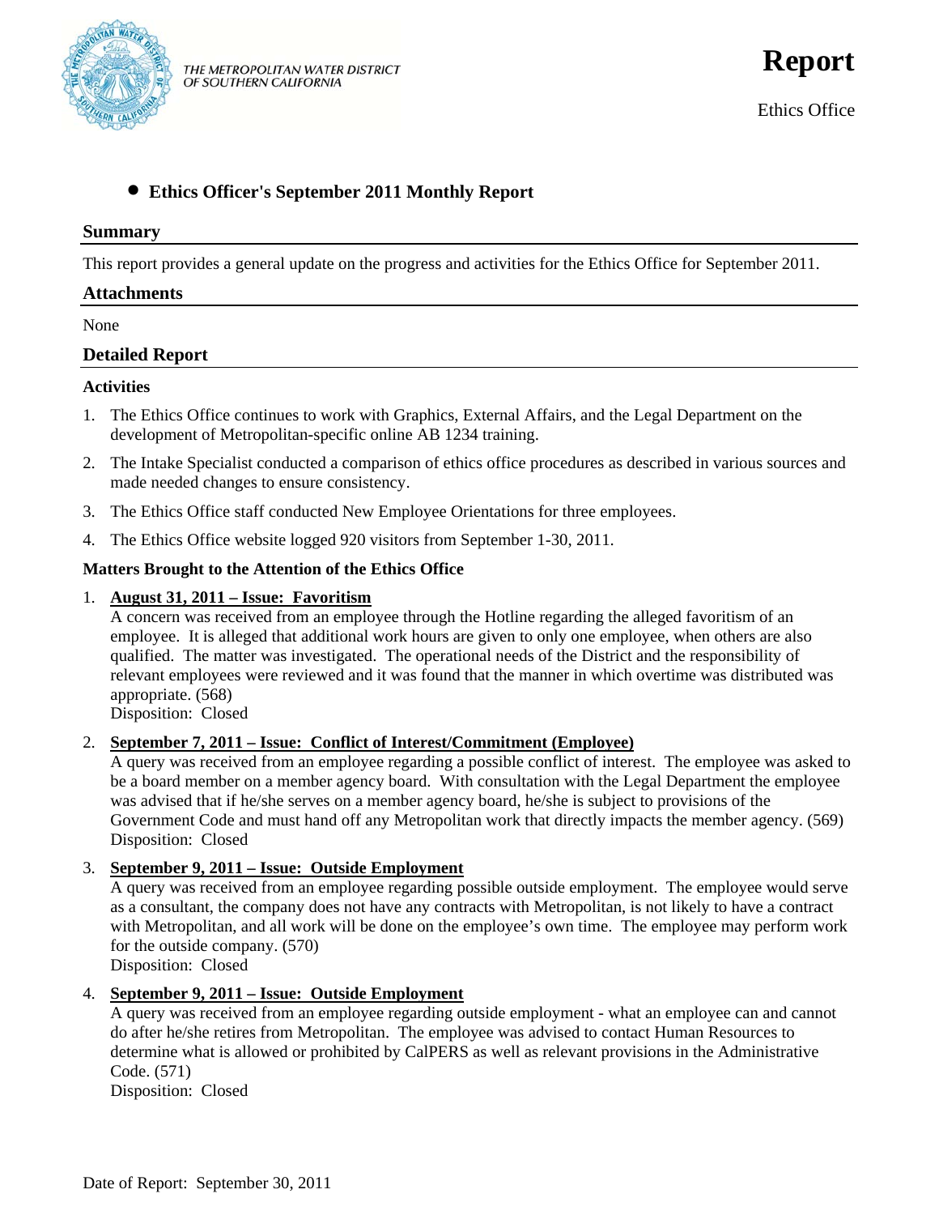THE METROPOLITAN WATER DISTRICT OF SOUTHERN CALIFORNIA

# Report

Ethics Office

- **Ethics Officer's September 2011 Monthly Report**

## Summary

This report provides a general update on the progress and activities for the Ethics Office for September 2011.

## Attachments

None

## Detailed Report

### Activities

1. The Ethics Office continues to work with Graphics, External Affairs, and the Legal Department on the development of Metropolitan-specific online AB 1234 training.
2. The Intake Specialist conducted a comparison of ethics office procedures as described in various sources and made needed changes to ensure consistency.
3. The Ethics Office staff conducted New Employee Orientations for three employees.
4. The Ethics Office website logged 920 visitors from September 1-30, 2011.

### Matters Brought to the Attention of the Ethics Office

1. **August 31, 2011 – Issue: Favoritism**
   A concern was received from an employee through the Hotline regarding the alleged favoritism of an employee. It is alleged that additional work hours are given to only one employee, when others are also qualified. The matter was investigated. The operational needs of the District and the responsibility of relevant employees were reviewed and it was found that the manner in which overtime was distributed was appropriate. (568)
   Disposition: Closed

2. **September 7, 2011 – Issue: Conflict of Interest/Commitment (Employee)**
   A query was received from an employee regarding a possible conflict of interest. The employee was asked to be a board member on a member agency board. With consultation with the Legal Department the employee was advised that if he/she serves on a member agency board, he/she is subject to provisions of the Government Code and must hand off any Metropolitan work that directly impacts the member agency. (569)
   Disposition: Closed

3. **September 9, 2011 – Issue: Outside Employment**
   A query was received from an employee regarding possible outside employment. The employee would serve as a consultant, the company does not have any contracts with Metropolitan, is not likely to have a contract with Metropolitan, and all work will be done on the employee's own time. The employee may perform work for the outside company. (570)
   Disposition: Closed

4. **September 9, 2011 – Issue: Outside Employment**
   A query was received from an employee regarding outside employment - what an employee can and cannot do after he/she retires from Metropolitan. The employee was advised to contact Human Resources to determine what is allowed or prohibited by CalPERS as well as relevant provisions in the Administrative Code. (571)
   Disposition: Closed

Date of Report: September 30, 2011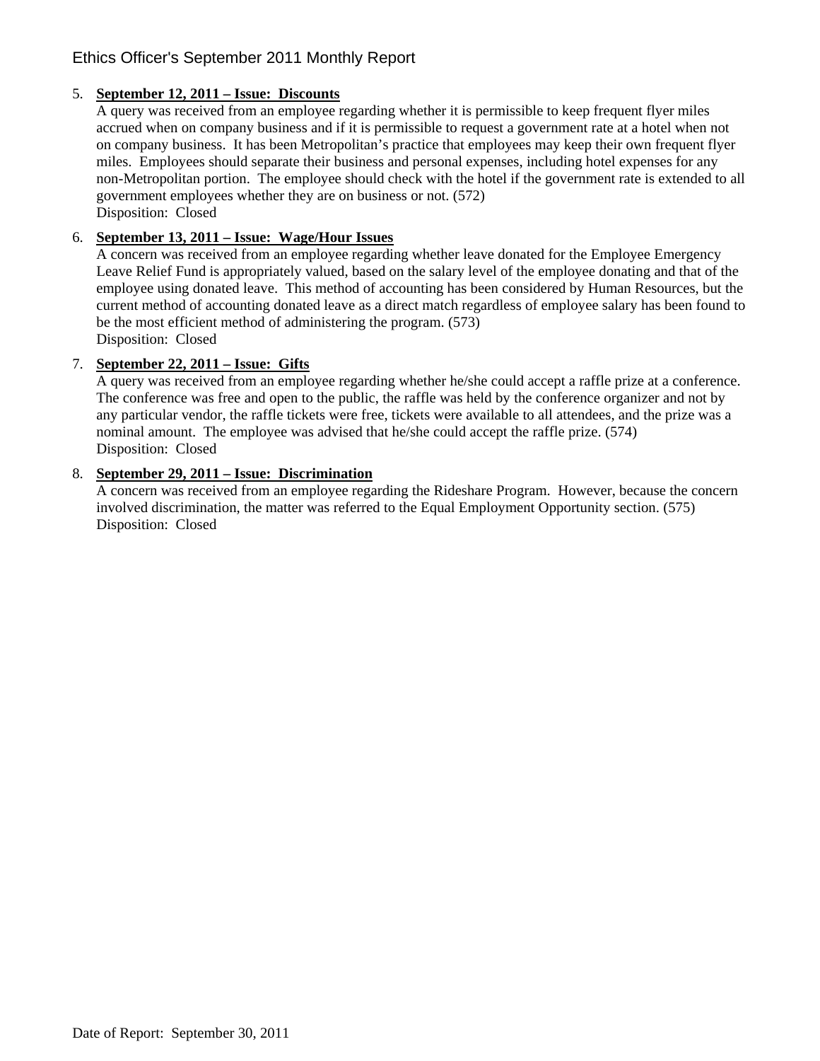5. **September 12, 2011 – Issue: Discounts**
   A query was received from an employee regarding whether it is permissible to keep frequent flyer miles accrued when on company business and if it is permissible to request a government rate at a hotel when not on company business. It has been Metropolitan's practice that employees may keep their own frequent flyer miles. Employees should separate their business and personal expenses, including hotel expenses for any non-Metropolitan portion. The employee should check with the hotel if the government rate is extended to all government employees whether they are on business or not. (572)
   Disposition: Closed

6. **September 13, 2011 – Issue: Wage/Hour Issues**
   A concern was received from an employee regarding whether leave donated for the Employee Emergency Leave Relief Fund is appropriately valued, based on the salary level of the employee donating and that of the employee using donated leave. This method of accounting has been considered by Human Resources, but the current method of accounting donated leave as a direct match regardless of employee salary has been found to be the most efficient method of administering the program. (573)
   Disposition: Closed

7. **September 22, 2011 – Issue: Gifts**
   A query was received from an employee regarding whether he/she could accept a raffle prize at a conference. The conference was free and open to the public, the raffle was held by the conference organizer and not by any particular vendor, the raffle tickets were free, tickets were available to all attendees, and the prize was a nominal amount. The employee was advised that he/she could accept the raffle prize. (574)
   Disposition: Closed

8. **September 29, 2011 – Issue: Discrimination**
   A concern was received from an employee regarding the Rideshare Program. However, because the concern involved discrimination, the matter was referred to the Equal Employment Opportunity section. (575)
   Disposition: Closed

Date of Report: September 30, 2011